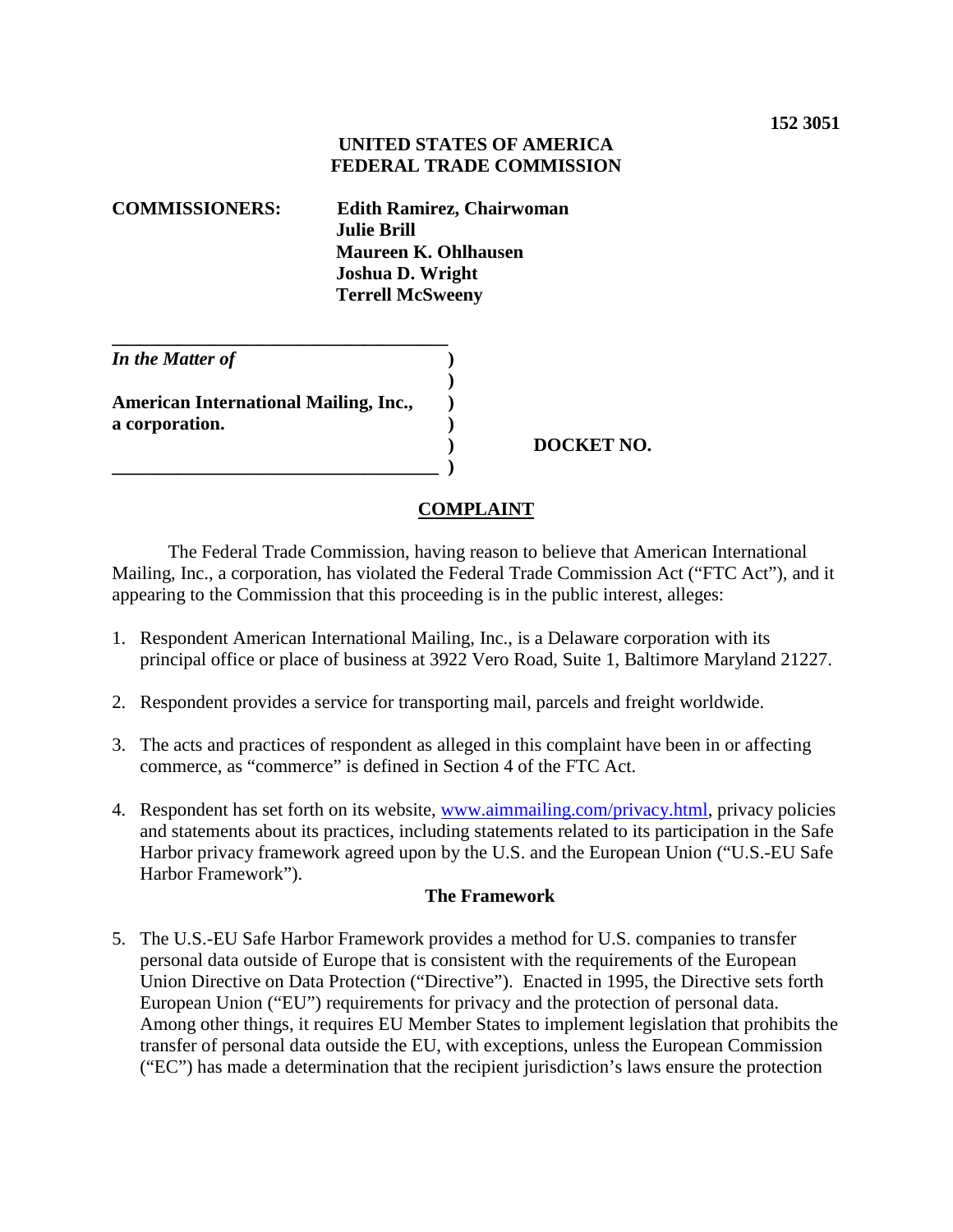152 3051

**UNITED STATES OF AMERICA**
**FEDERAL TRADE COMMISSION**

**COMMISSIONERS:** **Edith Ramirez, Chairwoman**
**Julie Brill**
**Maureen K. Ohlhausen**
**Joshua D. Wright**
**Terrell McSweeny**

| | | |
|---|---|---|
| ***In the Matter of*** | ) | |
| | ) | |
| **American International Mailing, Inc.,** | ) | |
| **a corporation.** | ) | |
| | ) | **DOCKET NO.** |
| | ) | |

## COMPLAINT

The Federal Trade Commission, having reason to believe that American International Mailing, Inc., a corporation, has violated the Federal Trade Commission Act ("FTC Act"), and it appearing to the Commission that this proceeding is in the public interest, alleges:

1. Respondent American International Mailing, Inc., is a Delaware corporation with its principal office or place of business at 3922 Vero Road, Suite 1, Baltimore Maryland 21227.

2. Respondent provides a service for transporting mail, parcels and freight worldwide.

3. The acts and practices of respondent as alleged in this complaint have been in or affecting commerce, as "commerce" is defined in Section 4 of the FTC Act.

4. Respondent has set forth on its website, www.aimmailing.com/privacy.html, privacy policies and statements about its practices, including statements related to its participation in the Safe Harbor privacy framework agreed upon by the U.S. and the European Union ("U.S.-EU Safe Harbor Framework").

### The Framework

5. The U.S.-EU Safe Harbor Framework provides a method for U.S. companies to transfer personal data outside of Europe that is consistent with the requirements of the European Union Directive on Data Protection ("Directive"). Enacted in 1995, the Directive sets forth European Union ("EU") requirements for privacy and the protection of personal data. Among other things, it requires EU Member States to implement legislation that prohibits the transfer of personal data outside the EU, with exceptions, unless the European Commission ("EC") has made a determination that the recipient jurisdiction's laws ensure the protection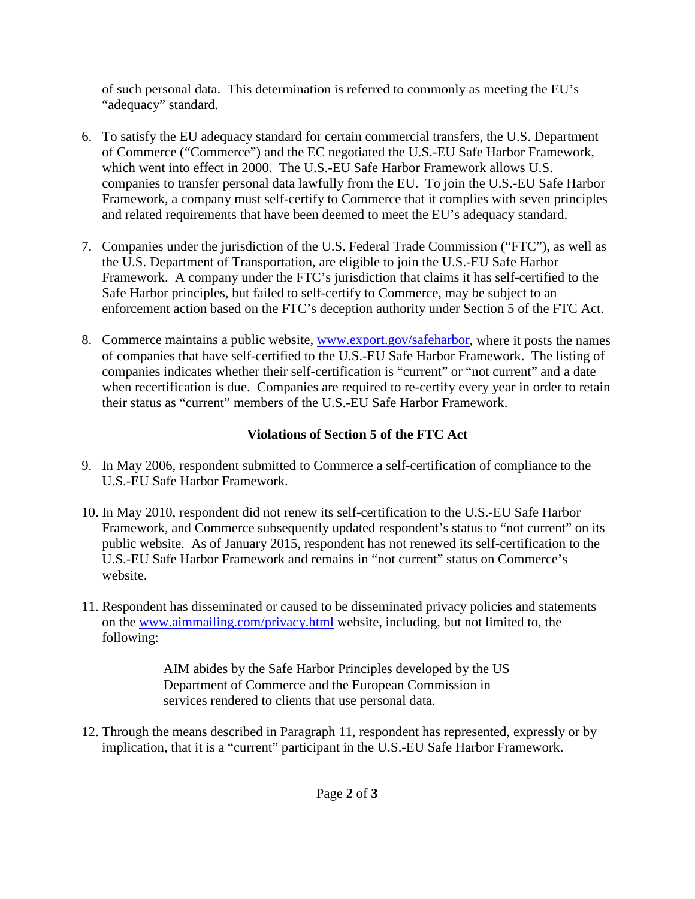of such personal data. This determination is referred to commonly as meeting the EU's "adequacy" standard.

6. To satisfy the EU adequacy standard for certain commercial transfers, the U.S. Department of Commerce ("Commerce") and the EC negotiated the U.S.-EU Safe Harbor Framework, which went into effect in 2000. The U.S.-EU Safe Harbor Framework allows U.S. companies to transfer personal data lawfully from the EU. To join the U.S.-EU Safe Harbor Framework, a company must self-certify to Commerce that it complies with seven principles and related requirements that have been deemed to meet the EU's adequacy standard.

7. Companies under the jurisdiction of the U.S. Federal Trade Commission ("FTC"), as well as the U.S. Department of Transportation, are eligible to join the U.S.-EU Safe Harbor Framework. A company under the FTC's jurisdiction that claims it has self-certified to the Safe Harbor principles, but failed to self-certify to Commerce, may be subject to an enforcement action based on the FTC's deception authority under Section 5 of the FTC Act.

8. Commerce maintains a public website, www.export.gov/safeharbor, where it posts the names of companies that have self-certified to the U.S.-EU Safe Harbor Framework. The listing of companies indicates whether their self-certification is "current" or "not current" and a date when recertification is due. Companies are required to re-certify every year in order to retain their status as "current" members of the U.S.-EU Safe Harbor Framework.

**Violations of Section 5 of the FTC Act**

9. In May 2006, respondent submitted to Commerce a self-certification of compliance to the U.S.-EU Safe Harbor Framework.

10. In May 2010, respondent did not renew its self-certification to the U.S.-EU Safe Harbor Framework, and Commerce subsequently updated respondent's status to "not current" on its public website. As of January 2015, respondent has not renewed its self-certification to the U.S.-EU Safe Harbor Framework and remains in "not current" status on Commerce's website.

11. Respondent has disseminated or caused to be disseminated privacy policies and statements on the www.aimmailing.com/privacy.html website, including, but not limited to, the following:

    > AIM abides by the Safe Harbor Principles developed by the US Department of Commerce and the European Commission in services rendered to clients that use personal data.

12. Through the means described in Paragraph 11, respondent has represented, expressly or by implication, that it is a "current" participant in the U.S.-EU Safe Harbor Framework.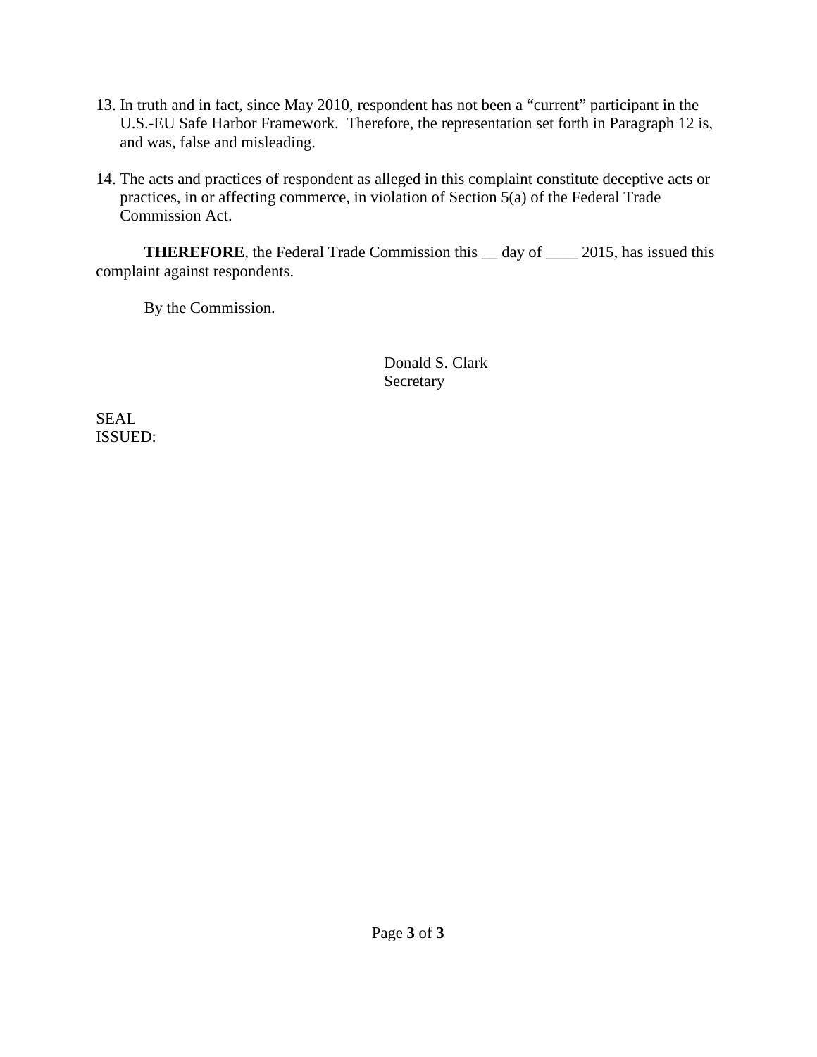13. In truth and in fact, since May 2010, respondent has not been a "current" participant in the U.S.-EU Safe Harbor Framework. Therefore, the representation set forth in Paragraph 12 is, and was, false and misleading.

14. The acts and practices of respondent as alleged in this complaint constitute deceptive acts or practices, in or affecting commerce, in violation of Section 5(a) of the Federal Trade Commission Act.

**THEREFORE**, the Federal Trade Commission this __ day of ____ 2015, has issued this complaint against respondents.

By the Commission.

Donald S. Clark
Secretary

SEAL
ISSUED: